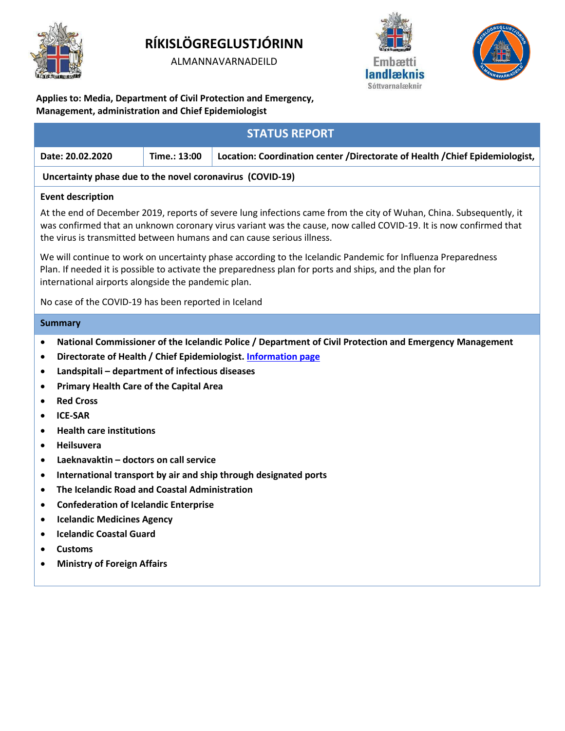# RÍKISLÖGREGLUSTJÓRINN

ALMANNAVARNADEILD

Embætti landlæknis

Sóttvarnalæknir

**Applies to: Media, Department of Civil Protection and Emergency, Management, administration and Chief Epidemiologist**

## STATUS REPORT

| Date: 20.02.2020 | Time.: 13:00 | Location: Coordination center /Directorate of Health /Chief Epidemiologist, |
|---|---|---|

**Uncertainty phase due to the novel coronavirus (COVID-19)**

### Event description

At the end of December 2019, reports of severe lung infections came from the city of Wuhan, China. Subsequently, it was confirmed that an unknown coronary virus variant was the cause, now called COVID-19. It is now confirmed that the virus is transmitted between humans and can cause serious illness.

We will continue to work on uncertainty phase according to the Icelandic Pandemic for Influenza Preparedness Plan. If needed it is possible to activate the preparedness plan for ports and ships, and the plan for international airports alongside the pandemic plan.

No case of the COVID-19 has been reported in Iceland

### Summary

- **National Commissioner of the Icelandic Police / Department of Civil Protection and Emergency Management**
- **Directorate of Health / Chief Epidemiologist. Information page**
- **Landspitali – department of infectious diseases**
- **Primary Health Care of the Capital Area**
- **Red Cross**
- **ICE-SAR**
- **Health care institutions**
- **Heilsuvera**
- **Laeknavaktin – doctors on call service**
- **International transport by air and ship through designated ports**
- **The Icelandic Road and Coastal Administration**
- **Confederation of Icelandic Enterprise**
- **Icelandic Medicines Agency**
- **Icelandic Coastal Guard**
- **Customs**
- **Ministry of Foreign Affairs**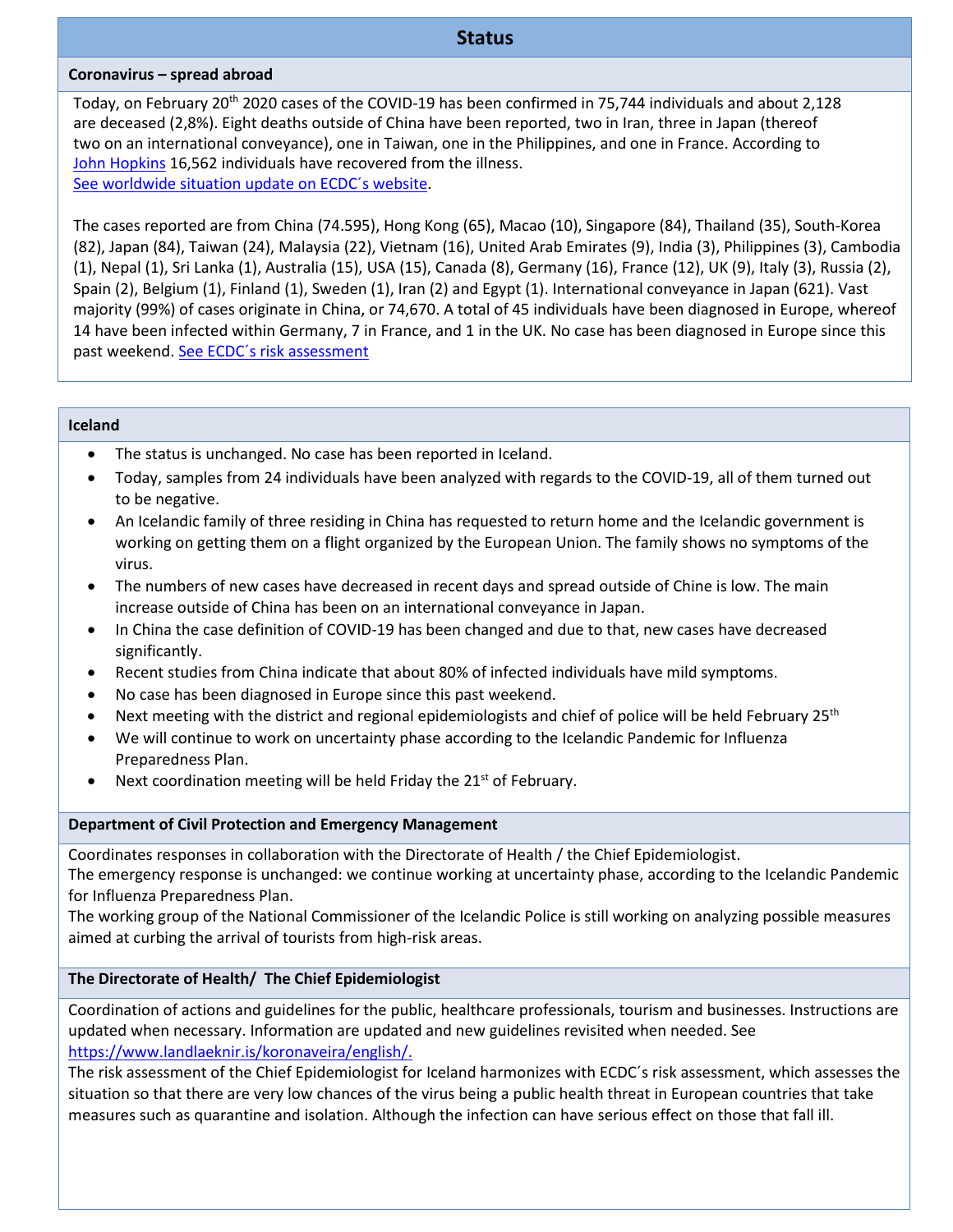## Status

### Coronavirus – spread abroad

Today, on February 20th 2020 cases of the COVID-19 has been confirmed in 75,744 individuals and about 2,128 are deceased (2,8%). Eight deaths outside of China have been reported, two in Iran, three in Japan (thereof two on an international conveyance), one in Taiwan, one in the Philippines, and one in France. According to John Hopkins 16,562 individuals have recovered from the illness.
See worldwide situation update on ECDC´s website.

The cases reported are from China (74.595), Hong Kong (65), Macao (10), Singapore (84), Thailand (35), South-Korea (82), Japan (84), Taiwan (24), Malaysia (22), Vietnam (16), United Arab Emirates (9), India (3), Philippines (3), Cambodia (1), Nepal (1), Sri Lanka (1), Australia (15), USA (15), Canada (8), Germany (16), France (12), UK (9), Italy (3), Russia (2), Spain (2), Belgium (1), Finland (1), Sweden (1), Iran (2) and Egypt (1). International conveyance in Japan (621). Vast majority (99%) of cases originate in China, or 74,670. A total of 45 individuals have been diagnosed in Europe, whereof 14 have been infected within Germany, 7 in France, and 1 in the UK. No case has been diagnosed in Europe since this past weekend. See ECDC´s risk assessment

### Iceland

- The status is unchanged. No case has been reported in Iceland.
- Today, samples from 24 individuals have been analyzed with regards to the COVID-19, all of them turned out to be negative.
- An Icelandic family of three residing in China has requested to return home and the Icelandic government is working on getting them on a flight organized by the European Union. The family shows no symptoms of the virus.
- The numbers of new cases have decreased in recent days and spread outside of Chine is low. The main increase outside of China has been on an international conveyance in Japan.
- In China the case definition of COVID-19 has been changed and due to that, new cases have decreased significantly.
- Recent studies from China indicate that about 80% of infected individuals have mild symptoms.
- No case has been diagnosed in Europe since this past weekend.
- Next meeting with the district and regional epidemiologists and chief of police will be held February 25th
- We will continue to work on uncertainty phase according to the Icelandic Pandemic for Influenza Preparedness Plan.
- Next coordination meeting will be held Friday the 21st of February.

### Department of Civil Protection and Emergency Management

Coordinates responses in collaboration with the Directorate of Health / the Chief Epidemiologist.
The emergency response is unchanged: we continue working at uncertainty phase, according to the Icelandic Pandemic for Influenza Preparedness Plan.
The working group of the National Commissioner of the Icelandic Police is still working on analyzing possible measures aimed at curbing the arrival of tourists from high-risk areas.

### The Directorate of Health/ The Chief Epidemiologist

Coordination of actions and guidelines for the public, healthcare professionals, tourism and businesses. Instructions are updated when necessary. Information are updated and new guidelines revisited when needed. See https://www.landlaeknir.is/koronaveira/english/.
The risk assessment of the Chief Epidemiologist for Iceland harmonizes with ECDC´s risk assessment, which assesses the situation so that there are very low chances of the virus being a public health threat in European countries that take measures such as quarantine and isolation. Although the infection can have serious effect on those that fall ill.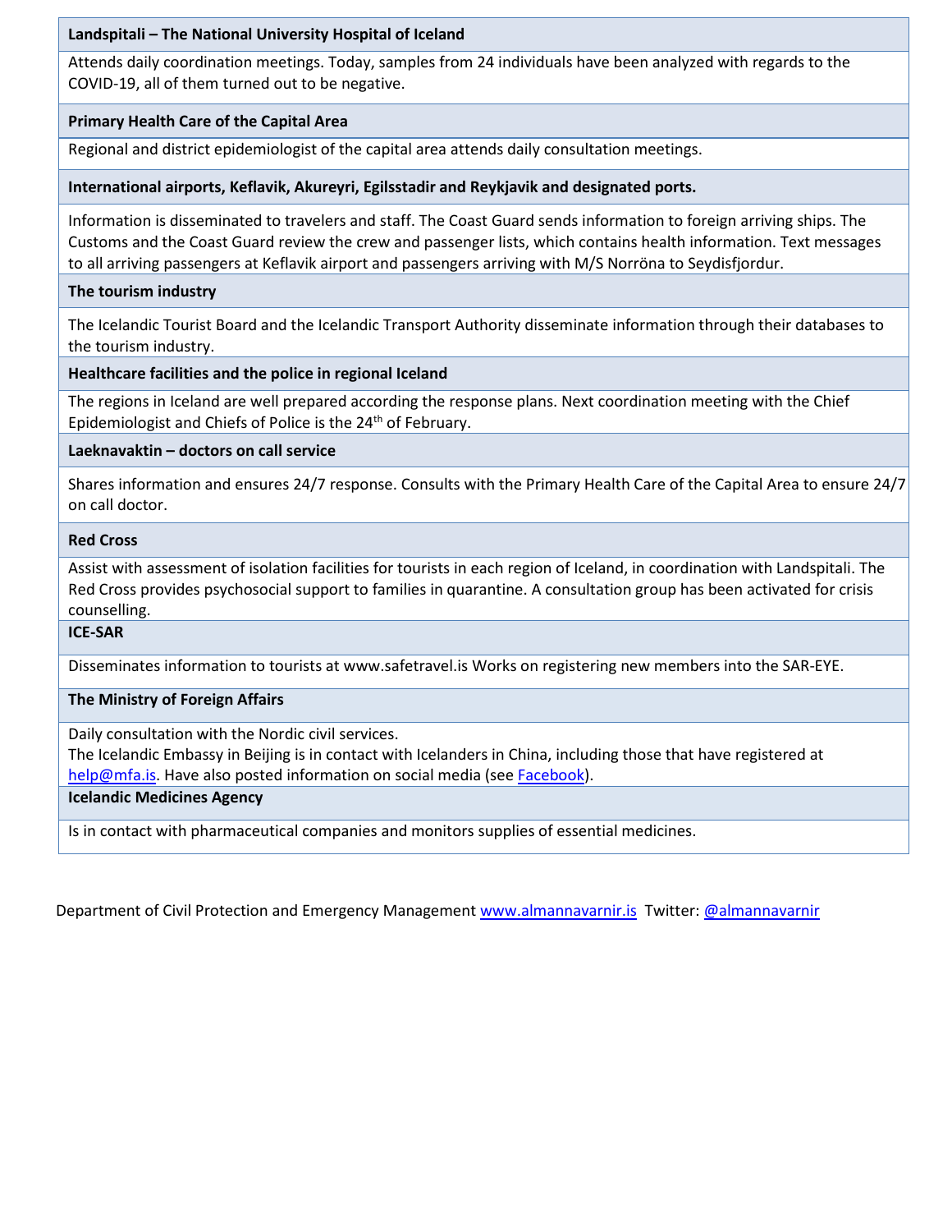| Landspitali – The National University Hospital of Iceland |
|---|
| Attends daily coordination meetings. Today, samples from 24 individuals have been analyzed with regards to the COVID-19, all of them turned out to be negative. |
| **Primary Health Care of the Capital Area** |
| Regional and district epidemiologist of the capital area attends daily consultation meetings. |
| **International airports, Keflavik, Akureyri, Egilsstadir and Reykjavik and designated ports.** |
| Information is disseminated to travelers and staff. The Coast Guard sends information to foreign arriving ships. The Customs and the Coast Guard review the crew and passenger lists, which contains health information. Text messages to all arriving passengers at Keflavik airport and passengers arriving with M/S Norröna to Seydisfjordur. |
| **The tourism industry** |
| The Icelandic Tourist Board and the Icelandic Transport Authority disseminate information through their databases to the tourism industry. |
| **Healthcare facilities and the police in regional Iceland** |
| The regions in Iceland are well prepared according the response plans. Next coordination meeting with the Chief Epidemiologist and Chiefs of Police is the 24th of February. |
| **Laeknavaktin – doctors on call service** |
| Shares information and ensures 24/7 response. Consults with the Primary Health Care of the Capital Area to ensure 24/7 on call doctor. |
| **Red Cross** |
| Assist with assessment of isolation facilities for tourists in each region of Iceland, in coordination with Landspitali. The Red Cross provides psychosocial support to families in quarantine. A consultation group has been activated for crisis counselling. |
| **ICE-SAR** |
| Disseminates information to tourists at www.safetravel.is Works on registering new members into the SAR-EYE. |
| **The Ministry of Foreign Affairs** |
| Daily consultation with the Nordic civil services.<br>The Icelandic Embassy in Beijing is in contact with Icelanders in China, including those that have registered at help@mfa.is. Have also posted information on social media (see Facebook). |
| **Icelandic Medicines Agency** |
| Is in contact with pharmaceutical companies and monitors supplies of essential medicines. |

Department of Civil Protection and Emergency Management www.almannavarnir.is Twitter: @almannavarnir